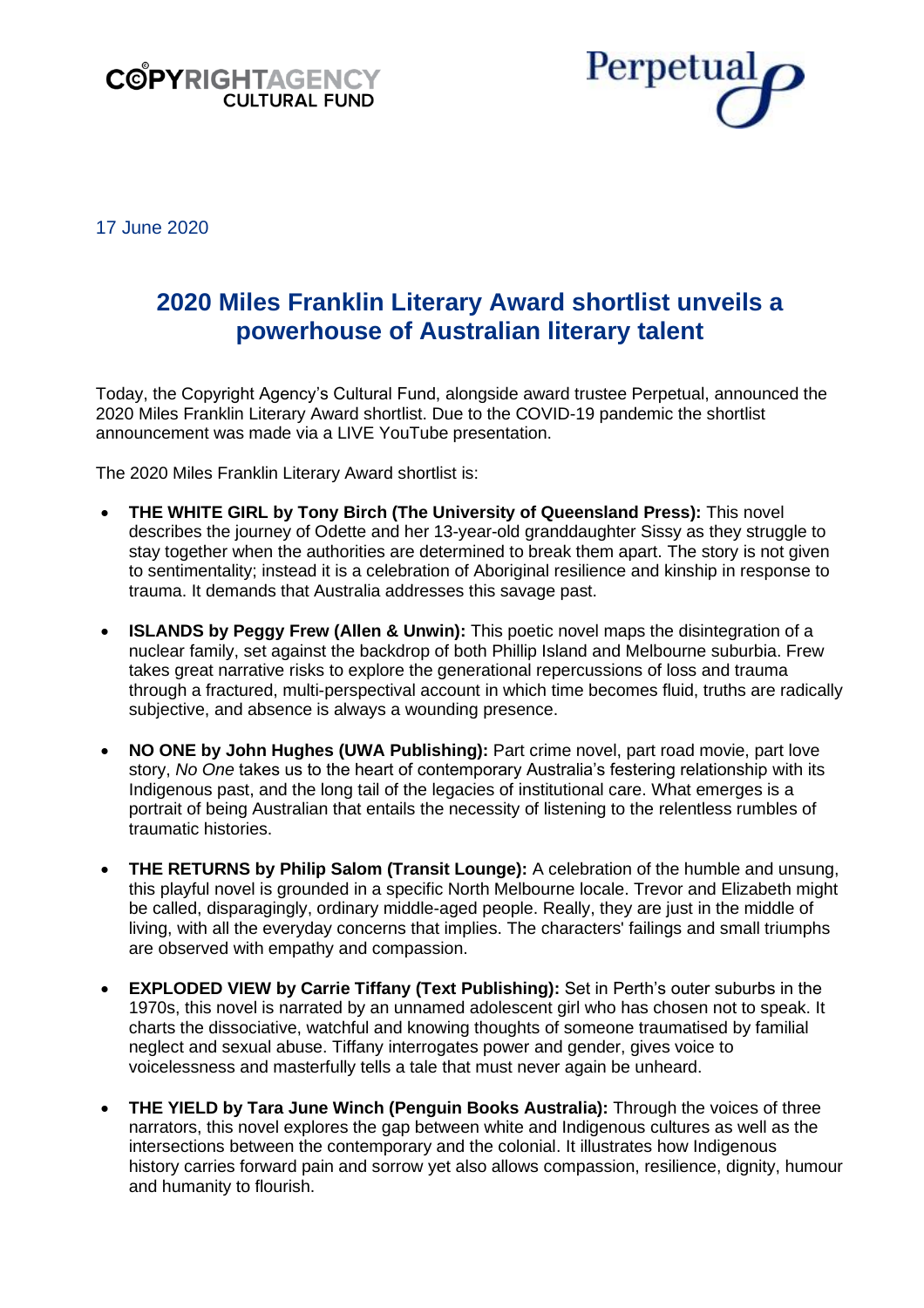17 June 2020

# 2020 Miles Franklin Literary Award shortlist unveils a powerhouse of Australian literary talent

Today, the Copyright Agency's Cultural Fund, alongside award trustee Perpetual, announced the 2020 Miles Franklin Literary Award shortlist. Due to the COVID-19 pandemic the shortlist announcement was made via a LIVE YouTube presentation.

The 2020 Miles Franklin Literary Award shortlist is:

- **THE WHITE GIRL by Tony Birch (The University of Queensland Press):** This novel describes the journey of Odette and her 13-year-old granddaughter Sissy as they struggle to stay together when the authorities are determined to break them apart. The story is not given to sentimentality; instead it is a celebration of Aboriginal resilience and kinship in response to trauma. It demands that Australia addresses this savage past.
- **ISLANDS by Peggy Frew (Allen & Unwin):** This poetic novel maps the disintegration of a nuclear family, set against the backdrop of both Phillip Island and Melbourne suburbia. Frew takes great narrative risks to explore the generational repercussions of loss and trauma through a fractured, multi-perspectival account in which time becomes fluid, truths are radically subjective, and absence is always a wounding presence.
- **NO ONE by John Hughes (UWA Publishing):** Part crime novel, part road movie, part love story, *No One* takes us to the heart of contemporary Australia's festering relationship with its Indigenous past, and the long tail of the legacies of institutional care. What emerges is a portrait of being Australian that entails the necessity of listening to the relentless rumbles of traumatic histories.
- **THE RETURNS by Philip Salom (Transit Lounge):** A celebration of the humble and unsung, this playful novel is grounded in a specific North Melbourne locale. Trevor and Elizabeth might be called, disparagingly, ordinary middle-aged people. Really, they are just in the middle of living, with all the everyday concerns that implies. The characters' failings and small triumphs are observed with empathy and compassion.
- **EXPLODED VIEW by Carrie Tiffany (Text Publishing):** Set in Perth's outer suburbs in the 1970s, this novel is narrated by an unnamed adolescent girl who has chosen not to speak. It charts the dissociative, watchful and knowing thoughts of someone traumatised by familial neglect and sexual abuse. Tiffany interrogates power and gender, gives voice to voicelessness and masterfully tells a tale that must never again be unheard.
- **THE YIELD by Tara June Winch (Penguin Books Australia):** Through the voices of three narrators, this novel explores the gap between white and Indigenous cultures as well as the intersections between the contemporary and the colonial. It illustrates how Indigenous history carries forward pain and sorrow yet also allows compassion, resilience, dignity, humour and humanity to flourish.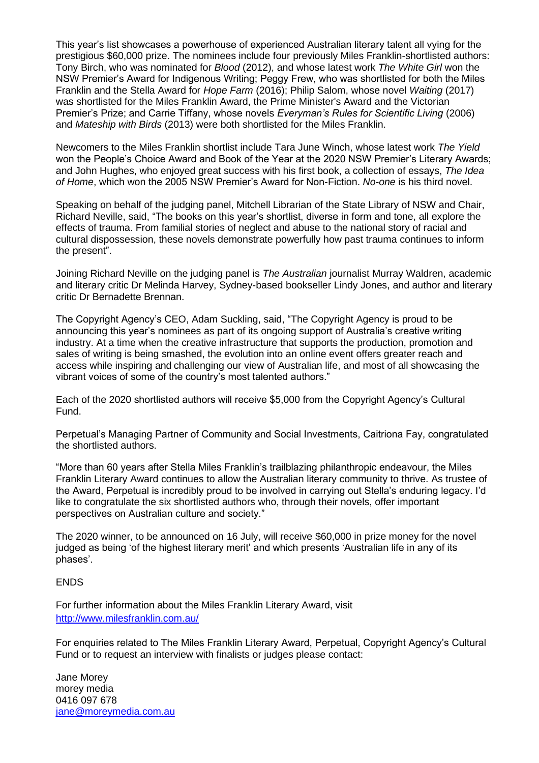This year's list showcases a powerhouse of experienced Australian literary talent all vying for the prestigious $60,000 prize. The nominees include four previously Miles Franklin-shortlisted authors: Tony Birch, who was nominated for *Blood* (2012), and whose latest work *The White Girl* won the NSW Premier's Award for Indigenous Writing; Peggy Frew, who was shortlisted for both the Miles Franklin and the Stella Award for *Hope Farm* (2016); Philip Salom, whose novel *Waiting* (2017) was shortlisted for the Miles Franklin Award, the Prime Minister's Award and the Victorian Premier's Prize; and Carrie Tiffany, whose novels *Everyman's Rules for Scientific Living* (2006) and *Mateship with Birds* (2013) were both shortlisted for the Miles Franklin.

Newcomers to the Miles Franklin shortlist include Tara June Winch, whose latest work *The Yield* won the People's Choice Award and Book of the Year at the 2020 NSW Premier's Literary Awards; and John Hughes, who enjoyed great success with his first book, a collection of essays, *The Idea of Home*, which won the 2005 NSW Premier's Award for Non-Fiction. *No-one* is his third novel.

Speaking on behalf of the judging panel, Mitchell Librarian of the State Library of NSW and Chair, Richard Neville, said, "The books on this year's shortlist, diverse in form and tone, all explore the effects of trauma. From familial stories of neglect and abuse to the national story of racial and cultural dispossession, these novels demonstrate powerfully how past trauma continues to inform the present".

Joining Richard Neville on the judging panel is *The Australian* journalist Murray Waldren, academic and literary critic Dr Melinda Harvey, Sydney-based bookseller Lindy Jones, and author and literary critic Dr Bernadette Brennan.

The Copyright Agency's CEO, Adam Suckling, said, "The Copyright Agency is proud to be announcing this year's nominees as part of its ongoing support of Australia's creative writing industry. At a time when the creative infrastructure that supports the production, promotion and sales of writing is being smashed, the evolution into an online event offers greater reach and access while inspiring and challenging our view of Australian life, and most of all showcasing the vibrant voices of some of the country's most talented authors."

Each of the 2020 shortlisted authors will receive $5,000 from the Copyright Agency's Cultural Fund.

Perpetual's Managing Partner of Community and Social Investments, Caitriona Fay, congratulated the shortlisted authors.

"More than 60 years after Stella Miles Franklin's trailblazing philanthropic endeavour, the Miles Franklin Literary Award continues to allow the Australian literary community to thrive. As trustee of the Award, Perpetual is incredibly proud to be involved in carrying out Stella's enduring legacy. I'd like to congratulate the six shortlisted authors who, through their novels, offer important perspectives on Australian culture and society."

The 2020 winner, to be announced on 16 July, will receive $60,000 in prize money for the novel judged as being 'of the highest literary merit' and which presents 'Australian life in any of its phases'.

ENDS

For further information about the Miles Franklin Literary Award, visit http://www.milesfranklin.com.au/

For enquiries related to The Miles Franklin Literary Award, Perpetual, Copyright Agency's Cultural Fund or to request an interview with finalists or judges please contact:

Jane Morey
morey media
0416 097 678
jane@moreymedia.com.au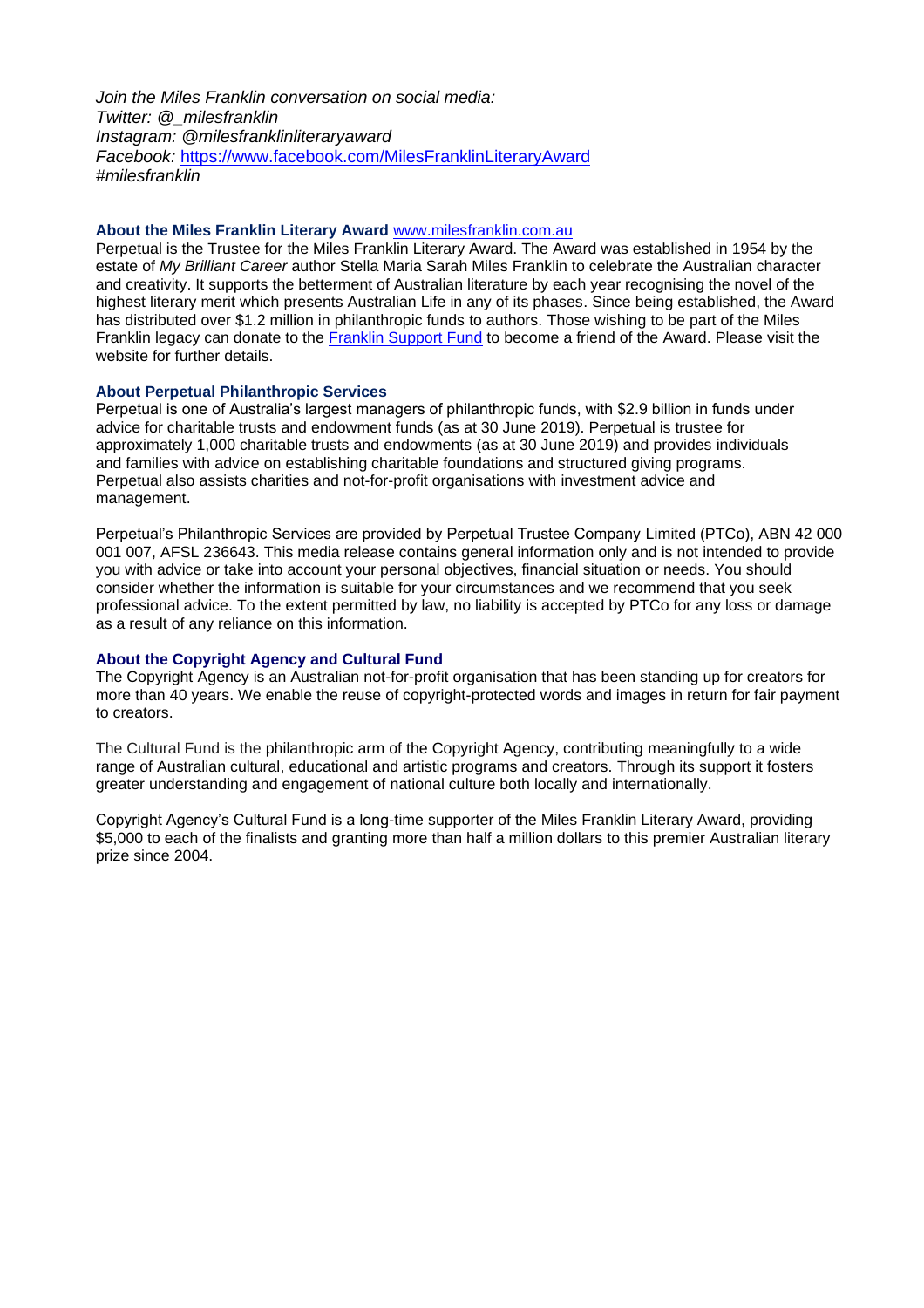*Join the Miles Franklin conversation on social media:*
*Twitter: @_milesfranklin*
*Instagram: @milesfranklinliteraryaward*
*Facebook:* https://www.facebook.com/MilesFranklinLiteraryAward
*#milesfranklin*

**About the Miles Franklin Literary Award** www.milesfranklin.com.au

Perpetual is the Trustee for the Miles Franklin Literary Award. The Award was established in 1954 by the estate of *My Brilliant Career* author Stella Maria Sarah Miles Franklin to celebrate the Australian character and creativity. It supports the betterment of Australian literature by each year recognising the novel of the highest literary merit which presents Australian Life in any of its phases. Since being established, the Award has distributed over $1.2 million in philanthropic funds to authors. Those wishing to be part of the Miles Franklin legacy can donate to the Franklin Support Fund to become a friend of the Award. Please visit the website for further details.

**About Perpetual Philanthropic Services**

Perpetual is one of Australia's largest managers of philanthropic funds, with $2.9 billion in funds under advice for charitable trusts and endowment funds (as at 30 June 2019). Perpetual is trustee for approximately 1,000 charitable trusts and endowments (as at 30 June 2019) and provides individuals and families with advice on establishing charitable foundations and structured giving programs. Perpetual also assists charities and not-for-profit organisations with investment advice and management.

Perpetual's Philanthropic Services are provided by Perpetual Trustee Company Limited (PTCo), ABN 42 000 001 007, AFSL 236643. This media release contains general information only and is not intended to provide you with advice or take into account your personal objectives, financial situation or needs. You should consider whether the information is suitable for your circumstances and we recommend that you seek professional advice. To the extent permitted by law, no liability is accepted by PTCo for any loss or damage as a result of any reliance on this information.

**About the Copyright Agency and Cultural Fund**

The Copyright Agency is an Australian not-for-profit organisation that has been standing up for creators for more than 40 years. We enable the reuse of copyright-protected words and images in return for fair payment to creators.

The Cultural Fund is the philanthropic arm of the Copyright Agency, contributing meaningfully to a wide range of Australian cultural, educational and artistic programs and creators. Through its support it fosters greater understanding and engagement of national culture both locally and internationally.

Copyright Agency's Cultural Fund is a long-time supporter of the Miles Franklin Literary Award, providing $5,000 to each of the finalists and granting more than half a million dollars to this premier Australian literary prize since 2004.